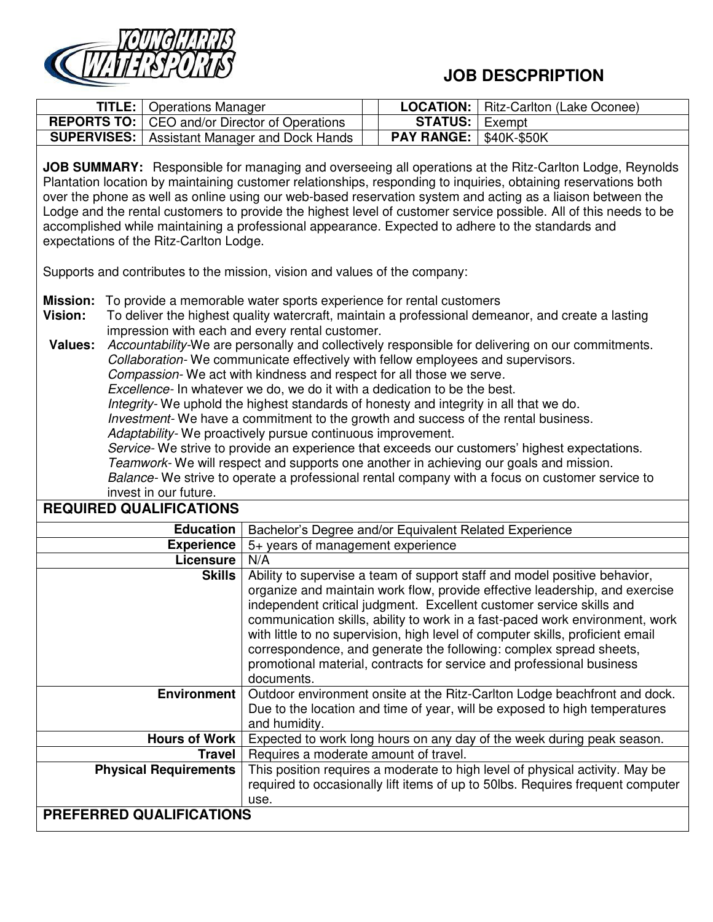# JOB DESCPRIPTION

| TITLE: | Operations Manager | | LOCATION: | Ritz-Carlton (Lake Oconee) |
|---|---|---|---|---|
| REPORTS TO: | CEO and/or Director of Operations | | STATUS: | Exempt |
| SUPERVISES: | Assistant Manager and Dock Hands | | PAY RANGE: | $40K-$50K |

**JOB SUMMARY:** Responsible for managing and overseeing all operations at the Ritz-Carlton Lodge, Reynolds Plantation location by maintaining customer relationships, responding to inquiries, obtaining reservations both over the phone as well as online using our web-based reservation system and acting as a liaison between the Lodge and the rental customers to provide the highest level of customer service possible. All of this needs to be accomplished while maintaining a professional appearance. Expected to adhere to the standards and expectations of the Ritz-Carlton Lodge.

Supports and contributes to the mission, vision and values of the company:

**Mission:** To provide a memorable water sports experience for rental customers

**Vision:** To deliver the highest quality watercraft, maintain a professional demeanor, and create a lasting impression with each and every rental customer.

**Values:**
- *Accountability*-We are personally and collectively responsible for delivering on our commitments.
- *Collaboration*- We communicate effectively with fellow employees and supervisors.
- *Compassion*- We act with kindness and respect for all those we serve.
- *Excellence*- In whatever we do, we do it with a dedication to be the best.
- *Integrity*- We uphold the highest standards of honesty and integrity in all that we do.
- *Investment*- We have a commitment to the growth and success of the rental business.
- *Adaptability*- We proactively pursue continuous improvement.
- *Service*- We strive to provide an experience that exceeds our customers' highest expectations.
- *Teamwork*- We will respect and supports one another in achieving our goals and mission.
- *Balance*- We strive to operate a professional rental company with a focus on customer service to invest in our future.

## REQUIRED QUALIFICATIONS

| | |
|---|---|
| **Education** | Bachelor's Degree and/or Equivalent Related Experience |
| **Experience** | 5+ years of management experience |
| **Licensure** | N/A |
| **Skills** | Ability to supervise a team of support staff and model positive behavior, organize and maintain work flow, provide effective leadership, and exercise independent critical judgment. Excellent customer service skills and communication skills, ability to work in a fast-paced work environment, work with little to no supervision, high level of computer skills, proficient email correspondence, and generate the following: complex spread sheets, promotional material, contracts for service and professional business documents. |
| **Environment** | Outdoor environment onsite at the Ritz-Carlton Lodge beachfront and dock. Due to the location and time of year, will be exposed to high temperatures and humidity. |
| **Hours of Work** | Expected to work long hours on any day of the week during peak season. |
| **Travel** | Requires a moderate amount of travel. |
| **Physical Requirements** | This position requires a moderate to high level of physical activity. May be required to occasionally lift items of up to 50lbs. Requires frequent computer use. |

## PREFERRED QUALIFICATIONS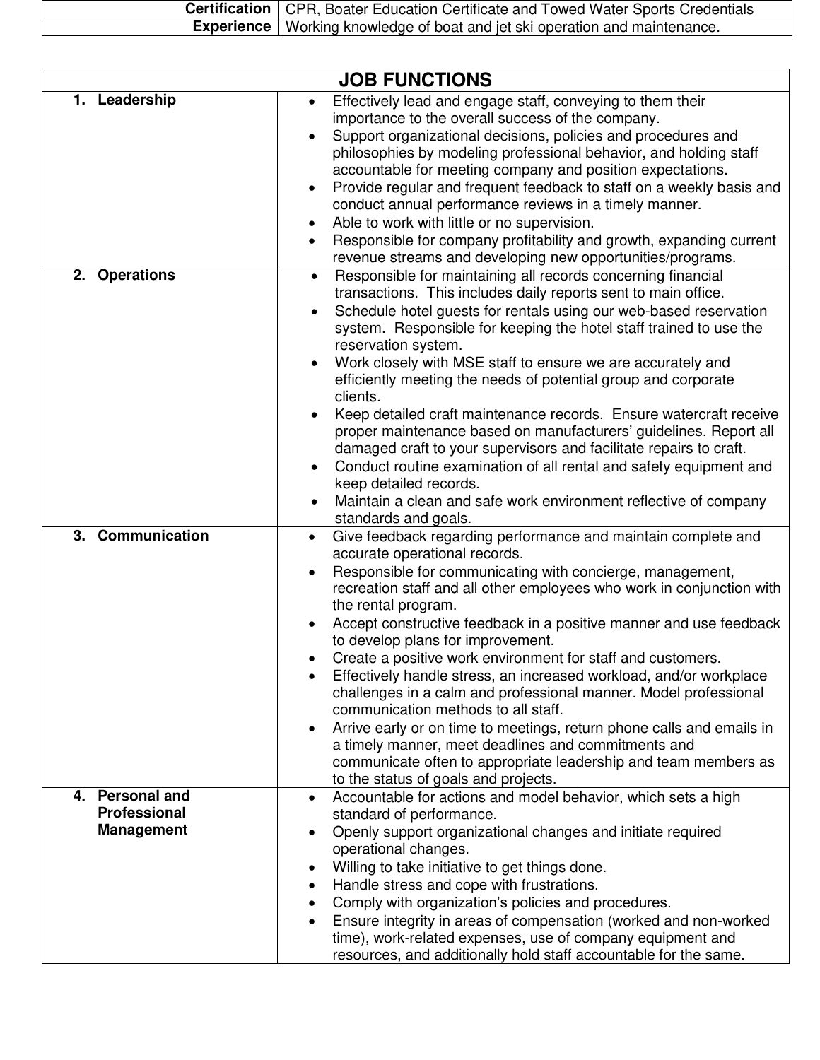| | |
|---|---|
| **Certification** | CPR, Boater Education Certificate and Towed Water Sports Credentials |
| **Experience** | Working knowledge of boat and jet ski operation and maintenance. |

| **JOB FUNCTIONS** | |
|---|---|
| **1. Leadership** | • Effectively lead and engage staff, conveying to them their importance to the overall success of the company.<br>• Support organizational decisions, policies and procedures and philosophies by modeling professional behavior, and holding staff accountable for meeting company and position expectations.<br>• Provide regular and frequent feedback to staff on a weekly basis and conduct annual performance reviews in a timely manner.<br>• Able to work with little or no supervision.<br>• Responsible for company profitability and growth, expanding current revenue streams and developing new opportunities/programs. |
| **2. Operations** | • Responsible for maintaining all records concerning financial transactions. This includes daily reports sent to main office.<br>• Schedule hotel guests for rentals using our web-based reservation system. Responsible for keeping the hotel staff trained to use the reservation system.<br>• Work closely with MSE staff to ensure we are accurately and efficiently meeting the needs of potential group and corporate clients.<br>• Keep detailed craft maintenance records. Ensure watercraft receive proper maintenance based on manufacturers' guidelines. Report all damaged craft to your supervisors and facilitate repairs to craft.<br>• Conduct routine examination of all rental and safety equipment and keep detailed records.<br>• Maintain a clean and safe work environment reflective of company standards and goals. |
| **3. Communication** | • Give feedback regarding performance and maintain complete and accurate operational records.<br>• Responsible for communicating with concierge, management, recreation staff and all other employees who work in conjunction with the rental program.<br>• Accept constructive feedback in a positive manner and use feedback to develop plans for improvement.<br>• Create a positive work environment for staff and customers.<br>• Effectively handle stress, an increased workload, and/or workplace challenges in a calm and professional manner. Model professional communication methods to all staff.<br>• Arrive early or on time to meetings, return phone calls and emails in a timely manner, meet deadlines and commitments and communicate often to appropriate leadership and team members as to the status of goals and projects. |
| **4. Personal and Professional Management** | • Accountable for actions and model behavior, which sets a high standard of performance.<br>• Openly support organizational changes and initiate required operational changes.<br>• Willing to take initiative to get things done.<br>• Handle stress and cope with frustrations.<br>• Comply with organization's policies and procedures.<br>• Ensure integrity in areas of compensation (worked and non-worked time), work-related expenses, use of company equipment and resources, and additionally hold staff accountable for the same. |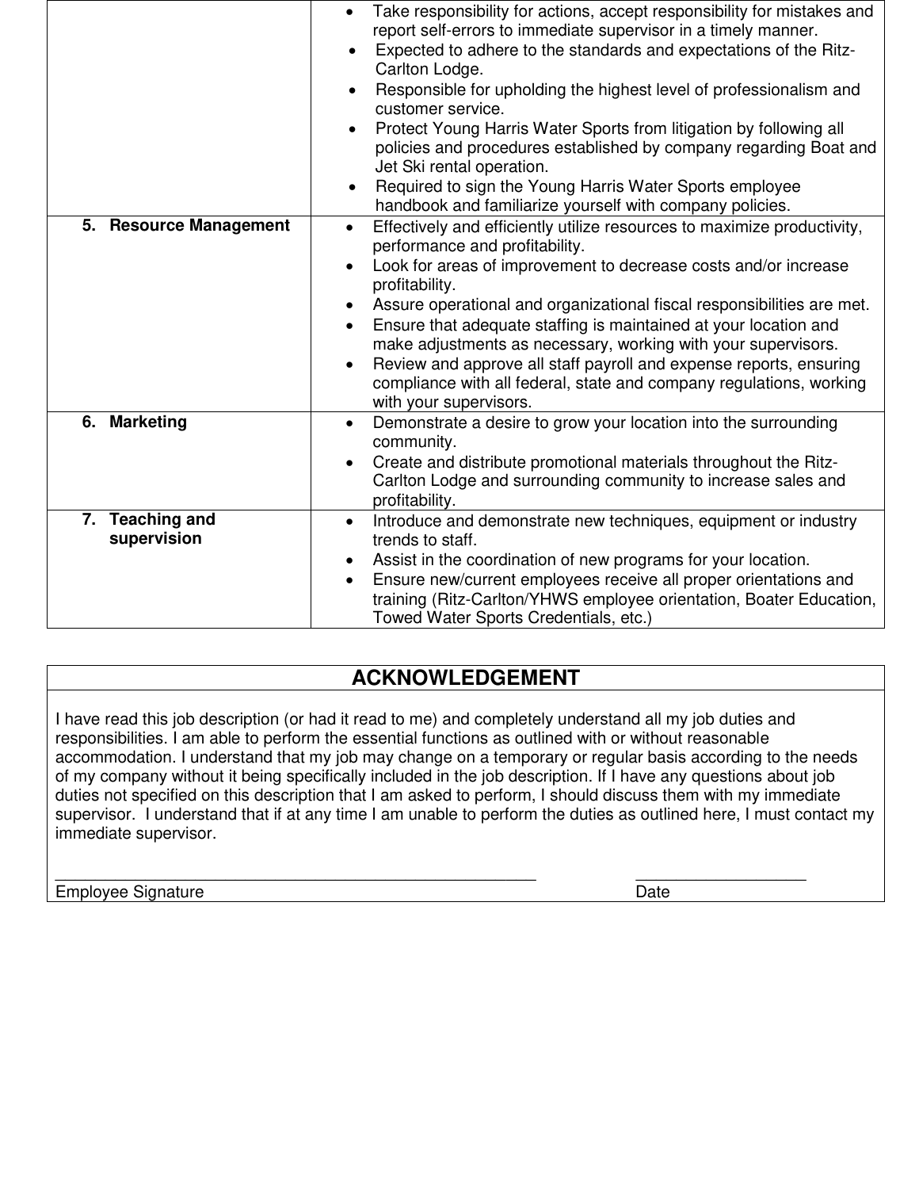| | |
|---|---|
| | • Take responsibility for actions, accept responsibility for mistakes and report self-errors to immediate supervisor in a timely manner.<br>• Expected to adhere to the standards and expectations of the Ritz-Carlton Lodge.<br>• Responsible for upholding the highest level of professionalism and customer service.<br>• Protect Young Harris Water Sports from litigation by following all policies and procedures established by company regarding Boat and Jet Ski rental operation.<br>• Required to sign the Young Harris Water Sports employee handbook and familiarize yourself with company policies. |
| **5. Resource Management** | • Effectively and efficiently utilize resources to maximize productivity, performance and profitability.<br>• Look for areas of improvement to decrease costs and/or increase profitability.<br>• Assure operational and organizational fiscal responsibilities are met.<br>• Ensure that adequate staffing is maintained at your location and make adjustments as necessary, working with your supervisors.<br>• Review and approve all staff payroll and expense reports, ensuring compliance with all federal, state and company regulations, working with your supervisors. |
| **6. Marketing** | • Demonstrate a desire to grow your location into the surrounding community.<br>• Create and distribute promotional materials throughout the Ritz-Carlton Lodge and surrounding community to increase sales and profitability. |
| **7. Teaching and supervision** | • Introduce and demonstrate new techniques, equipment or industry trends to staff.<br>• Assist in the coordination of new programs for your location.<br>• Ensure new/current employees receive all proper orientations and training (Ritz-Carlton/YHWS employee orientation, Boater Education, Towed Water Sports Credentials, etc.) |

## ACKNOWLEDGEMENT

I have read this job description (or had it read to me) and completely understand all my job duties and responsibilities. I am able to perform the essential functions as outlined with or without reasonable accommodation. I understand that my job may change on a temporary or regular basis according to the needs of my company without it being specifically included in the job description. If I have any questions about job duties not specified on this description that I am asked to perform, I should discuss them with my immediate supervisor. I understand that if at any time I am unable to perform the duties as outlined here, I must contact my immediate supervisor.

\_\_\_\_\_\_\_\_\_\_\_\_\_\_\_\_\_\_\_\_\_\_\_\_\_\_\_\_\_\_\_\_\_\_\_\_\_\_\_\_\_\_\_\_ \_\_\_\_\_\_\_\_\_\_\_\_\_\_\_\_\_\_\_\_

Employee Signature Date